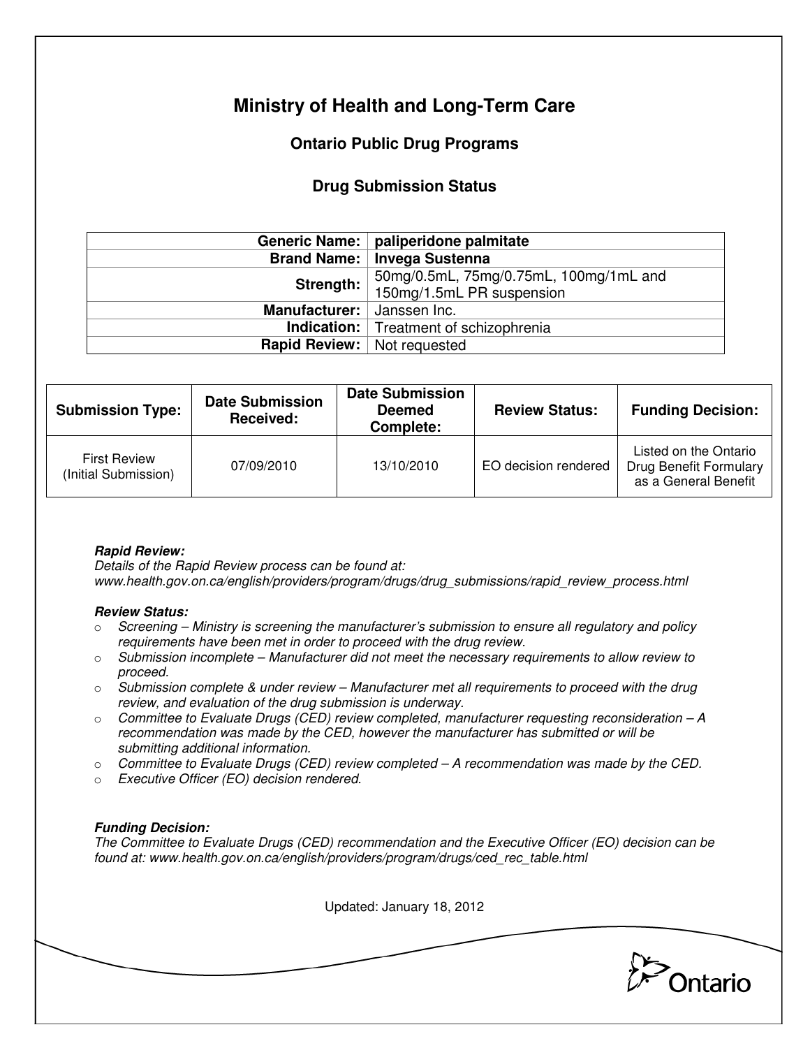# Ministry of Health and Long-Term Care

## Ontario Public Drug Programs

## Drug Submission Status

| | |
|---|---|
| **Generic Name:** | **paliperidone palmitate** |
| **Brand Name:** | **Invega Sustenna** |
| **Strength:** | 50mg/0.5mL, 75mg/0.75mL, 100mg/1mL and 150mg/1.5mL PR suspension |
| **Manufacturer:** | Janssen Inc. |
| **Indication:** | Treatment of schizophrenia |
| **Rapid Review:** | Not requested |

| Submission Type: | Date Submission Received: | Date Submission Deemed Complete: | Review Status: | Funding Decision: |
|---|---|---|---|---|
| First Review (Initial Submission) | 07/09/2010 | 13/10/2010 | EO decision rendered | Listed on the Ontario Drug Benefit Formulary as a General Benefit |

***Rapid Review:***
*Details of the Rapid Review process can be found at:*
*www.health.gov.on.ca/english/providers/program/drugs/drug_submissions/rapid_review_process.html*

***Review Status:***

- *Screening – Ministry is screening the manufacturer's submission to ensure all regulatory and policy requirements have been met in order to proceed with the drug review.*
- *Submission incomplete – Manufacturer did not meet the necessary requirements to allow review to proceed.*
- *Submission complete & under review – Manufacturer met all requirements to proceed with the drug review, and evaluation of the drug submission is underway.*
- *Committee to Evaluate Drugs (CED) review completed, manufacturer requesting reconsideration – A recommendation was made by the CED, however the manufacturer has submitted or will be submitting additional information.*
- *Committee to Evaluate Drugs (CED) review completed – A recommendation was made by the CED.*
- *Executive Officer (EO) decision rendered.*

***Funding Decision:***
*The Committee to Evaluate Drugs (CED) recommendation and the Executive Officer (EO) decision can be found at: www.health.gov.on.ca/english/providers/program/drugs/ced_rec_table.html*

Updated: January 18, 2012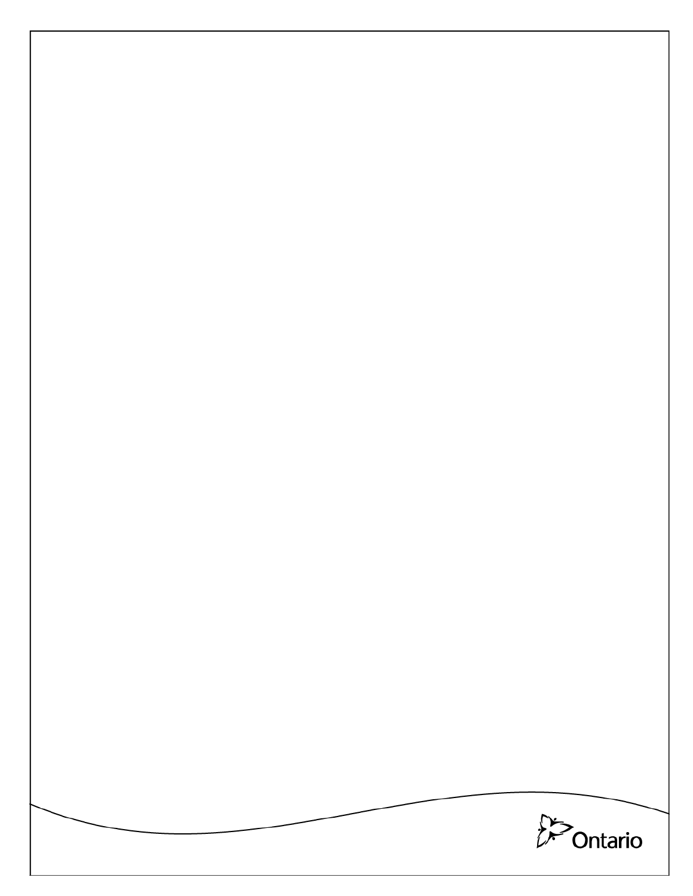Ontario